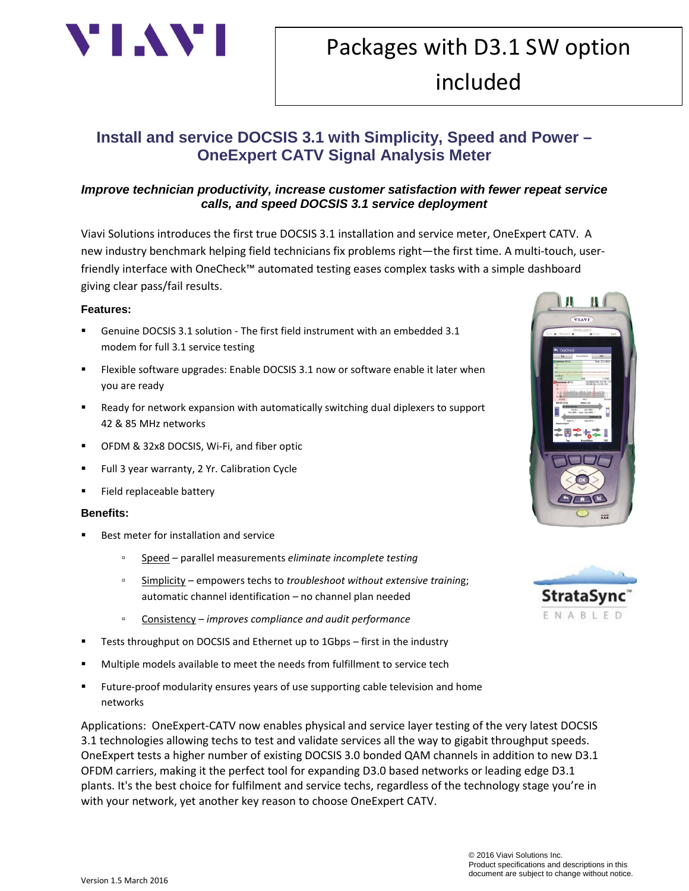# Packages with D3.1 SW option included

## Install and service DOCSIS 3.1 with Simplicity, Speed and Power – OneExpert CATV Signal Analysis Meter

***Improve technician productivity, increase customer satisfaction with fewer repeat service calls, and speed DOCSIS 3.1 service deployment***

Viavi Solutions introduces the first true DOCSIS 3.1 installation and service meter, OneExpert CATV. A new industry benchmark helping field technicians fix problems right—the first time. A multi-touch, user-friendly interface with OneCheck™ automated testing eases complex tasks with a simple dashboard giving clear pass/fail results.

**Features:**

- Genuine DOCSIS 3.1 solution - The first field instrument with an embedded 3.1 modem for full 3.1 service testing
- Flexible software upgrades: Enable DOCSIS 3.1 now or software enable it later when you are ready
- Ready for network expansion with automatically switching dual diplexers to support 42 & 85 MHz networks
- OFDM & 32x8 DOCSIS, Wi-Fi, and fiber optic
- Full 3 year warranty, 2 Yr. Calibration Cycle
- Field replaceable battery

**Benefits:**

- Best meter for installation and service
  - Speed – parallel measurements *eliminate incomplete testing*
  - Simplicity – empowers techs to *troubleshoot without extensive training*; automatic channel identification – no channel plan needed
  - Consistency – *improves compliance and audit performance*
- Tests throughput on DOCSIS and Ethernet up to 1Gbps – first in the industry
- Multiple models available to meet the needs from fulfillment to service tech
- Future-proof modularity ensures years of use supporting cable television and home networks

Applications: OneExpert-CATV now enables physical and service layer testing of the very latest DOCSIS 3.1 technologies allowing techs to test and validate services all the way to gigabit throughput speeds. OneExpert tests a higher number of existing DOCSIS 3.0 bonded QAM channels in addition to new D3.1 OFDM carriers, making it the perfect tool for expanding D3.0 based networks or leading edge D3.1 plants. It's the best choice for fulfilment and service techs, regardless of the technology stage you're in with your network, yet another key reason to choose OneExpert CATV.

Version 1.5 March 2016

© 2016 Viavi Solutions Inc.
Product specifications and descriptions in this document are subject to change without notice.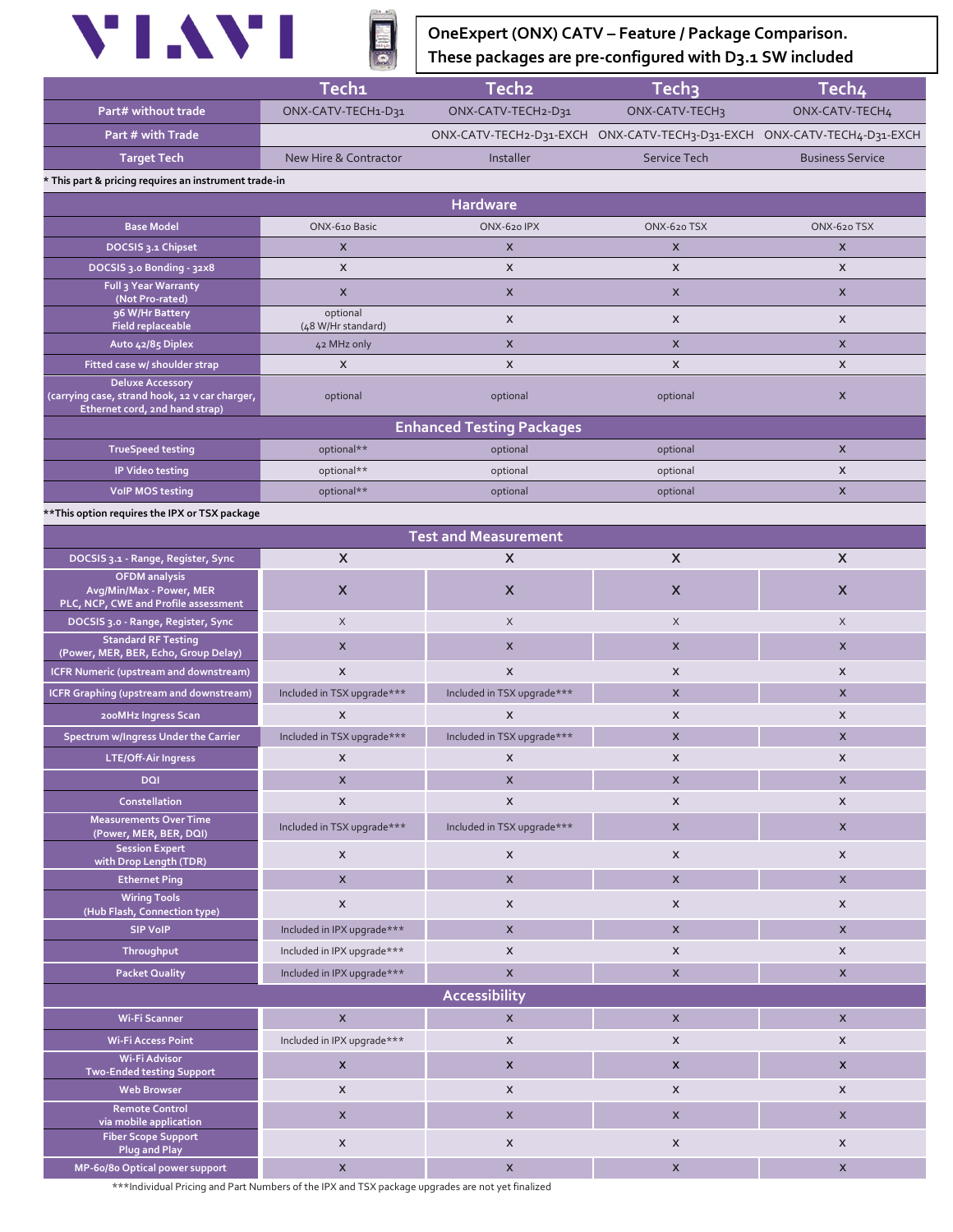# OneExpert (ONX) CATV – Feature / Package Comparison.

These packages are pre-configured with D3.1 SW included

| | Tech1 | Tech2 | Tech3 | Tech4 |
|---|---|---|---|---|
| Part# without trade | ONX-CATV-TECH1-D31 | ONX-CATV-TECH2-D31 | ONX-CATV-TECH3 | ONX-CATV-TECH4 |
| Part # with Trade | | ONX-CATV-TECH2-D31-EXCH | ONX-CATV-TECH3-D31-EXCH | ONX-CATV-TECH4-D31-EXCH |
| Target Tech | New Hire & Contractor | Installer | Service Tech | Business Service |
| * This part & pricing requires an instrument trade-in | | | | |
| **Hardware** | | | | |
| Base Model | ONX-610 Basic | ONX-620 IPX | ONX-620 TSX | ONX-620 TSX |
| DOCSIS 3.1 Chipset | X | X | X | X |
| DOCSIS 3.0 Bonding - 32x8 | X | X | X | X |
| Full 3 Year Warranty (Not Pro-rated) | X | X | X | X |
| 96 W/Hr Battery Field replaceable | optional (48 W/Hr standard) | X | X | X |
| Auto 42/85 Diplex | 42 MHz only | X | X | X |
| Fitted case w/ shoulder strap | X | X | X | X |
| Deluxe Accessory (carrying case, strand hook, 12 v car charger, Ethernet cord, 2nd hand strap) | optional | optional | optional | X |
| **Enhanced Testing Packages** | | | | |
| TrueSpeed testing | optional** | optional | optional | X |
| IP Video testing | optional** | optional | optional | X |
| VoIP MOS testing | optional** | optional | optional | X |
| **This option requires the IPX or TSX package | | | | |
| **Test and Measurement** | | | | |
| DOCSIS 3.1 - Range, Register, Sync | X | X | X | X |
| OFDM analysis Avg/Min/Max - Power, MER PLC, NCP, CWE and Profile assessment | X | X | X | X |
| DOCSIS 3.0 - Range, Register, Sync | X | X | X | X |
| Standard RF Testing (Power, MER, BER, Echo, Group Delay) | X | X | X | X |
| ICFR Numeric (upstream and downstream) | X | X | X | X |
| ICFR Graphing (upstream and downstream) | Included in TSX upgrade*** | Included in TSX upgrade*** | X | X |
| 200MHz Ingress Scan | X | X | X | X |
| Spectrum w/Ingress Under the Carrier | Included in TSX upgrade*** | Included in TSX upgrade*** | X | X |
| LTE/Off-Air Ingress | X | X | X | X |
| DQI | X | X | X | X |
| Constellation | X | X | X | X |
| Measurements Over Time (Power, MER, BER, DQI) | Included in TSX upgrade*** | Included in TSX upgrade*** | X | X |
| Session Expert with Drop Length (TDR) | X | X | X | X |
| Ethernet Ping | X | X | X | X |
| Wiring Tools (Hub Flash, Connection type) | X | X | X | X |
| SIP VoIP | Included in IPX upgrade*** | X | X | X |
| Throughput | Included in IPX upgrade*** | X | X | X |
| Packet Quality | Included in IPX upgrade*** | X | X | X |
| **Accessibility** | | | | |
| Wi-Fi Scanner | X | X | X | X |
| Wi-Fi Access Point | Included in IPX upgrade*** | X | X | X |
| Wi-Fi Advisor Two-Ended testing Support | X | X | X | X |
| Web Browser | X | X | X | X |
| Remote Control via mobile application | X | X | X | X |
| Fiber Scope Support Plug and Play | X | X | X | X |
| MP-60/80 Optical power support | X | X | X | X |

***Individual Pricing and Part Numbers of the IPX and TSX package upgrades are not yet finalized